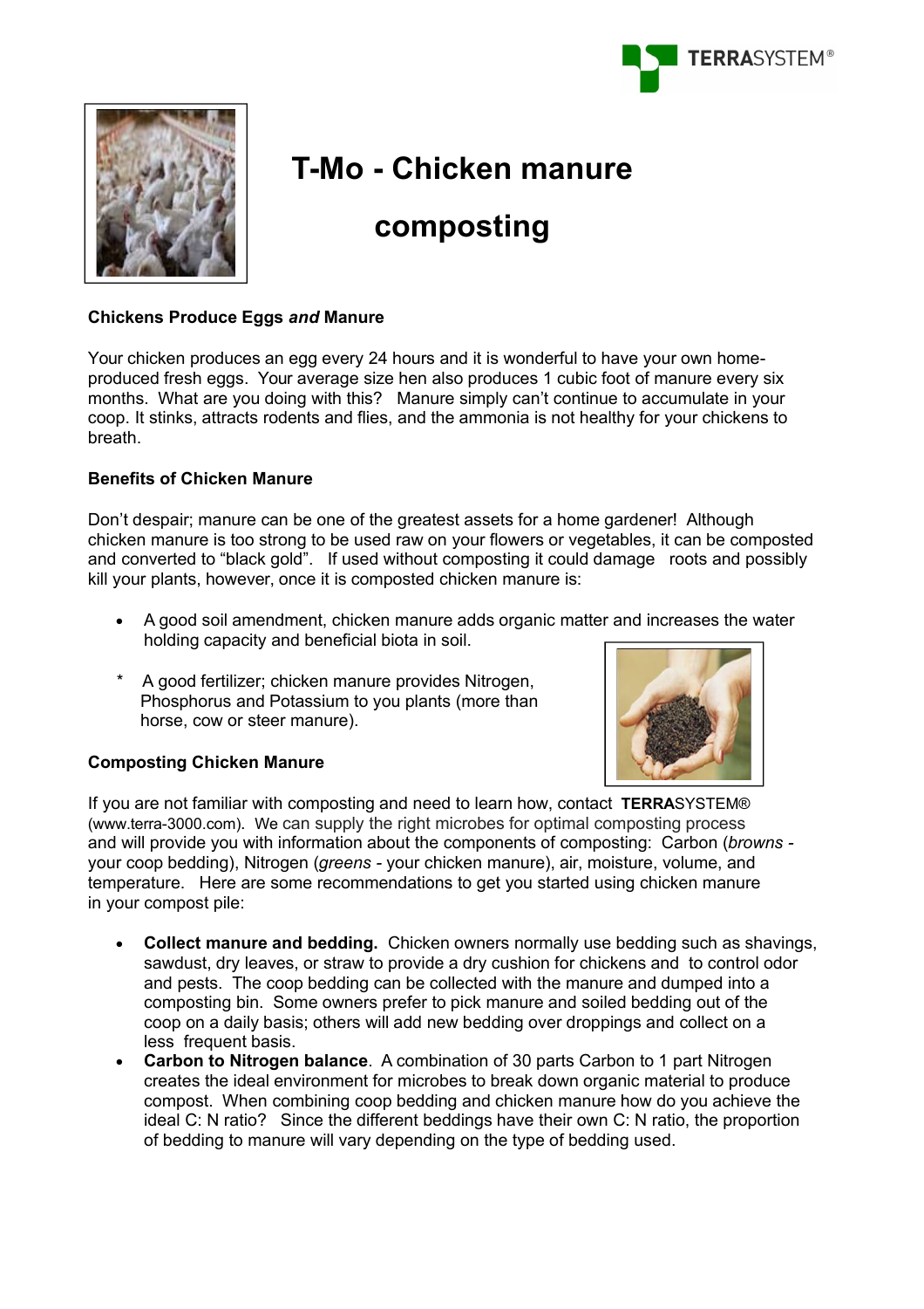# T-Mo - Chicken manure composting

### Chickens Produce Eggs *and* Manure

Your chicken produces an egg every 24 hours and it is wonderful to have your own home-produced fresh eggs. Your average size hen also produces 1 cubic foot of manure every six months. What are you doing with this? Manure simply can't continue to accumulate in your coop. It stinks, attracts rodents and flies, and the ammonia is not healthy for your chickens to breath.

### Benefits of Chicken Manure

Don't despair; manure can be one of the greatest assets for a home gardener! Although chicken manure is too strong to be used raw on your flowers or vegetables, it can be composted and converted to "black gold". If used without composting it could damage roots and possibly kill your plants, however, once it is composted chicken manure is:

- A good soil amendment, chicken manure adds organic matter and increases the water holding capacity and beneficial biota in soil.
- A good fertilizer; chicken manure provides Nitrogen, Phosphorus and Potassium to you plants (more than horse, cow or steer manure).

### Composting Chicken Manure

If you are not familiar with composting and need to learn how, contact **TERRA**SYSTEM® (www.terra-3000.com). We can supply the right microbes for optimal composting process and will provide you with information about the components of composting: Carbon (*browns* - your coop bedding), Nitrogen (*greens* - your chicken manure), air, moisture, volume, and temperature. Here are some recommendations to get you started using chicken manure in your compost pile:

- **Collect manure and bedding.** Chicken owners normally use bedding such as shavings, sawdust, dry leaves, or straw to provide a dry cushion for chickens and to control odor and pests. The coop bedding can be collected with the manure and dumped into a composting bin. Some owners prefer to pick manure and soiled bedding out of the coop on a daily basis; others will add new bedding over droppings and collect on a less frequent basis.
- **Carbon to Nitrogen balance**. A combination of 30 parts Carbon to 1 part Nitrogen creates the ideal environment for microbes to break down organic material to produce compost. When combining coop bedding and chicken manure how do you achieve the ideal C: N ratio? Since the different beddings have their own C: N ratio, the proportion of bedding to manure will vary depending on the type of bedding used.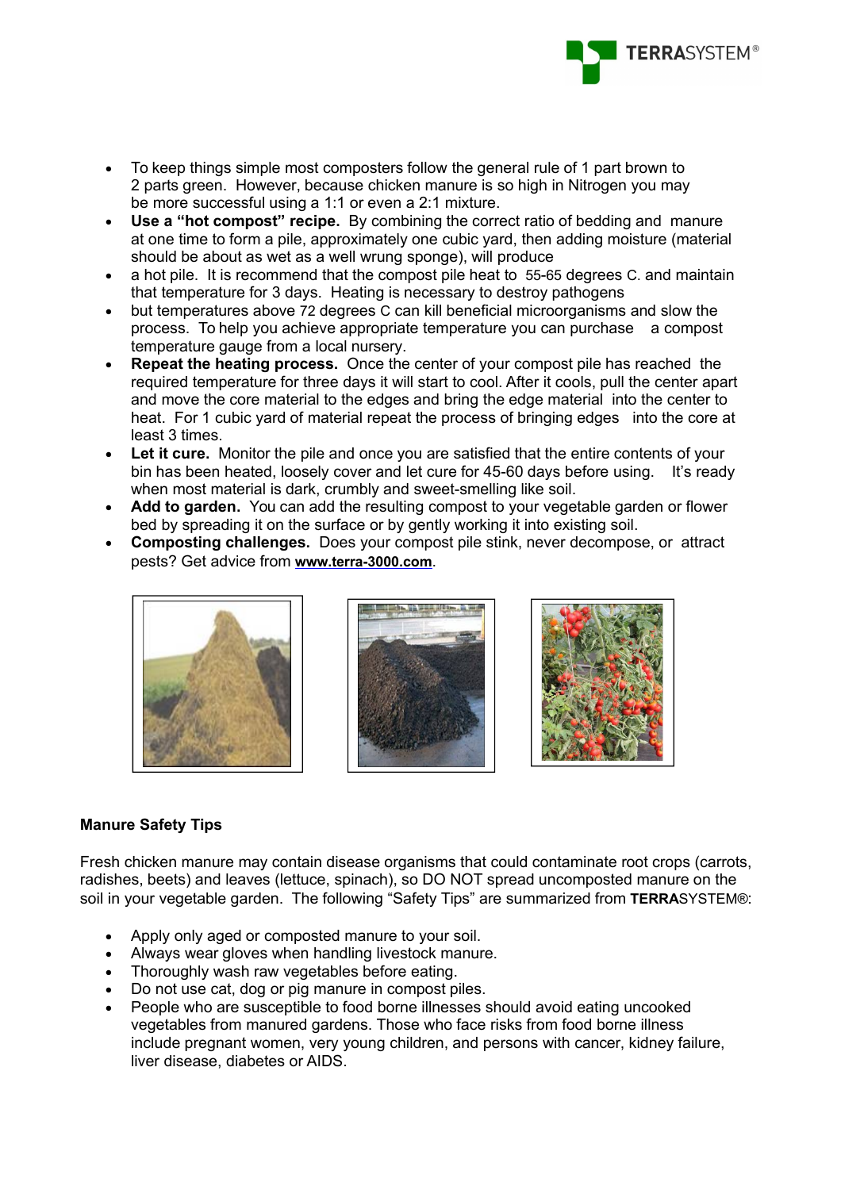- To keep things simple most composters follow the general rule of 1 part brown to 2 parts green. However, because chicken manure is so high in Nitrogen you may be more successful using a 1:1 or even a 2:1 mixture.
- **Use a "hot compost" recipe.** By combining the correct ratio of bedding and manure at one time to form a pile, approximately one cubic yard, then adding moisture (material should be about as wet as a well wrung sponge), will produce
- a hot pile. It is recommend that the compost pile heat to 55-65 degrees C. and maintain that temperature for 3 days. Heating is necessary to destroy pathogens
- but temperatures above 72 degrees C can kill beneficial microorganisms and slow the process. To help you achieve appropriate temperature you can purchase a compost temperature gauge from a local nursery.
- **Repeat the heating process.** Once the center of your compost pile has reached the required temperature for three days it will start to cool. After it cools, pull the center apart and move the core material to the edges and bring the edge material into the center to heat. For 1 cubic yard of material repeat the process of bringing edges into the core at least 3 times.
- **Let it cure.** Monitor the pile and once you are satisfied that the entire contents of your bin has been heated, loosely cover and let cure for 45-60 days before using. It's ready when most material is dark, crumbly and sweet-smelling like soil.
- **Add to garden.** You can add the resulting compost to your vegetable garden or flower bed by spreading it on the surface or by gently working it into existing soil.
- **Composting challenges.** Does your compost pile stink, never decompose, or attract pests? Get advice from **www.terra-3000.com**.

## Manure Safety Tips

Fresh chicken manure may contain disease organisms that could contaminate root crops (carrots, radishes, beets) and leaves (lettuce, spinach), so DO NOT spread uncomposted manure on the soil in your vegetable garden. The following "Safety Tips" are summarized from **TERRA**SYSTEM®:

- Apply only aged or composted manure to your soil.
- Always wear gloves when handling livestock manure.
- Thoroughly wash raw vegetables before eating.
- Do not use cat, dog or pig manure in compost piles.
- People who are susceptible to food borne illnesses should avoid eating uncooked vegetables from manured gardens. Those who face risks from food borne illness include pregnant women, very young children, and persons with cancer, kidney failure, liver disease, diabetes or AIDS.